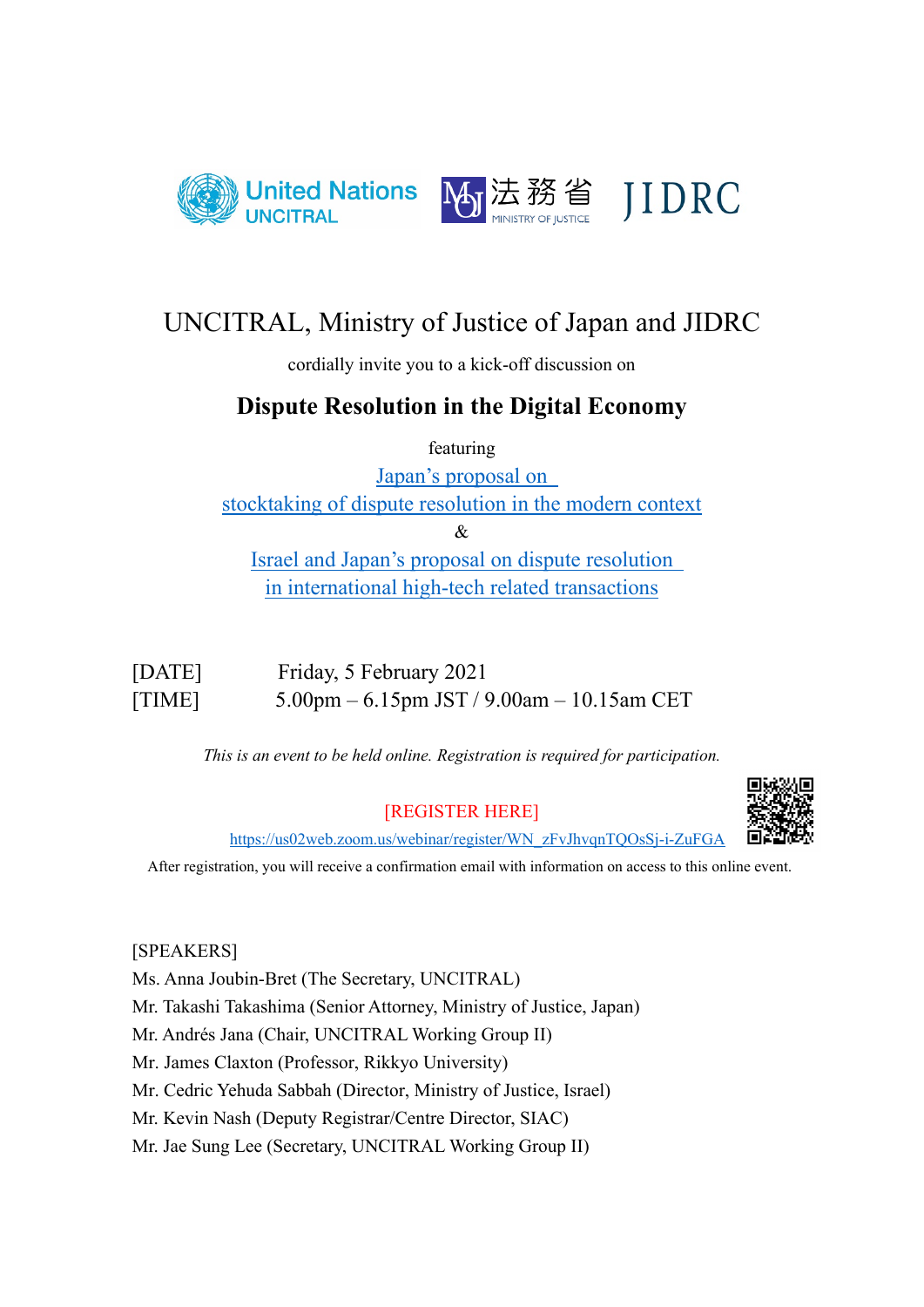United Nations UNCITRAL 法務省 MINISTRY OF JUSTICE JIDRC

# UNCITRAL, Ministry of Justice of Japan and JIDRC

cordially invite you to a kick-off discussion on

## Dispute Resolution in the Digital Economy

featuring

Japan's proposal on stocktaking of dispute resolution in the modern context

&

Israel and Japan's proposal on dispute resolution in international high-tech related transactions

[DATE] Friday, 5 February 2021

[TIME] 5.00pm – 6.15pm JST / 9.00am – 10.15am CET

*This is an event to be held online. Registration is required for participation.*

[REGISTER HERE]

https://us02web.zoom.us/webinar/register/WN_zFvJhvqnTQOsSj-i-ZuFGA

After registration, you will receive a confirmation email with information on access to this online event.

[SPEAKERS]

Ms. Anna Joubin-Bret (The Secretary, UNCITRAL)
Mr. Takashi Takashima (Senior Attorney, Ministry of Justice, Japan)
Mr. Andrés Jana (Chair, UNCITRAL Working Group II)
Mr. James Claxton (Professor, Rikkyo University)
Mr. Cedric Yehuda Sabbah (Director, Ministry of Justice, Israel)
Mr. Kevin Nash (Deputy Registrar/Centre Director, SIAC)
Mr. Jae Sung Lee (Secretary, UNCITRAL Working Group II)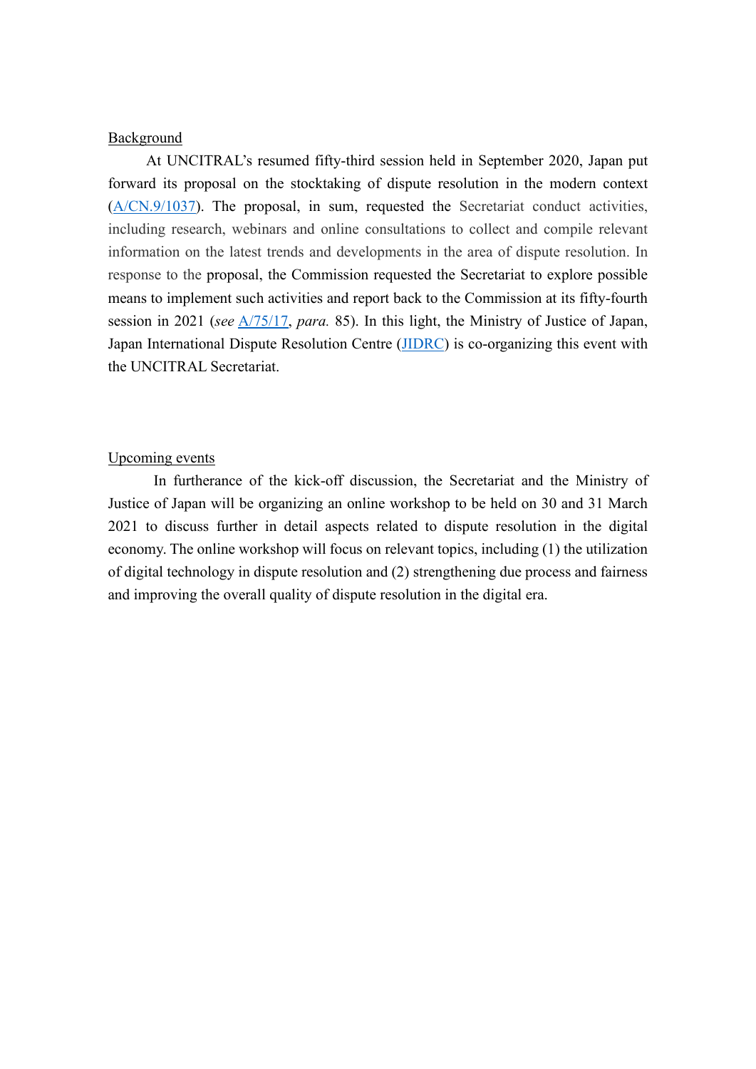<u>Background</u>

At UNCITRAL's resumed fifty-third session held in September 2020, Japan put forward its proposal on the stocktaking of dispute resolution in the modern context ([A/CN.9/1037](A/CN.9/1037)). The proposal, in sum, requested the Secretariat conduct activities, including research, webinars and online consultations to collect and compile relevant information on the latest trends and developments in the area of dispute resolution. In response to the proposal, the Commission requested the Secretariat to explore possible means to implement such activities and report back to the Commission at its fifty-fourth session in 2021 (*see* [A/75/17](A/75/17), *para.* 85). In this light, the Ministry of Justice of Japan, Japan International Dispute Resolution Centre ([JIDRC](JIDRC)) is co-organizing this event with the UNCITRAL Secretariat.

<u>Upcoming events</u>

In furtherance of the kick-off discussion, the Secretariat and the Ministry of Justice of Japan will be organizing an online workshop to be held on 30 and 31 March 2021 to discuss further in detail aspects related to dispute resolution in the digital economy. The online workshop will focus on relevant topics, including (1) the utilization of digital technology in dispute resolution and (2) strengthening due process and fairness and improving the overall quality of dispute resolution in the digital era.